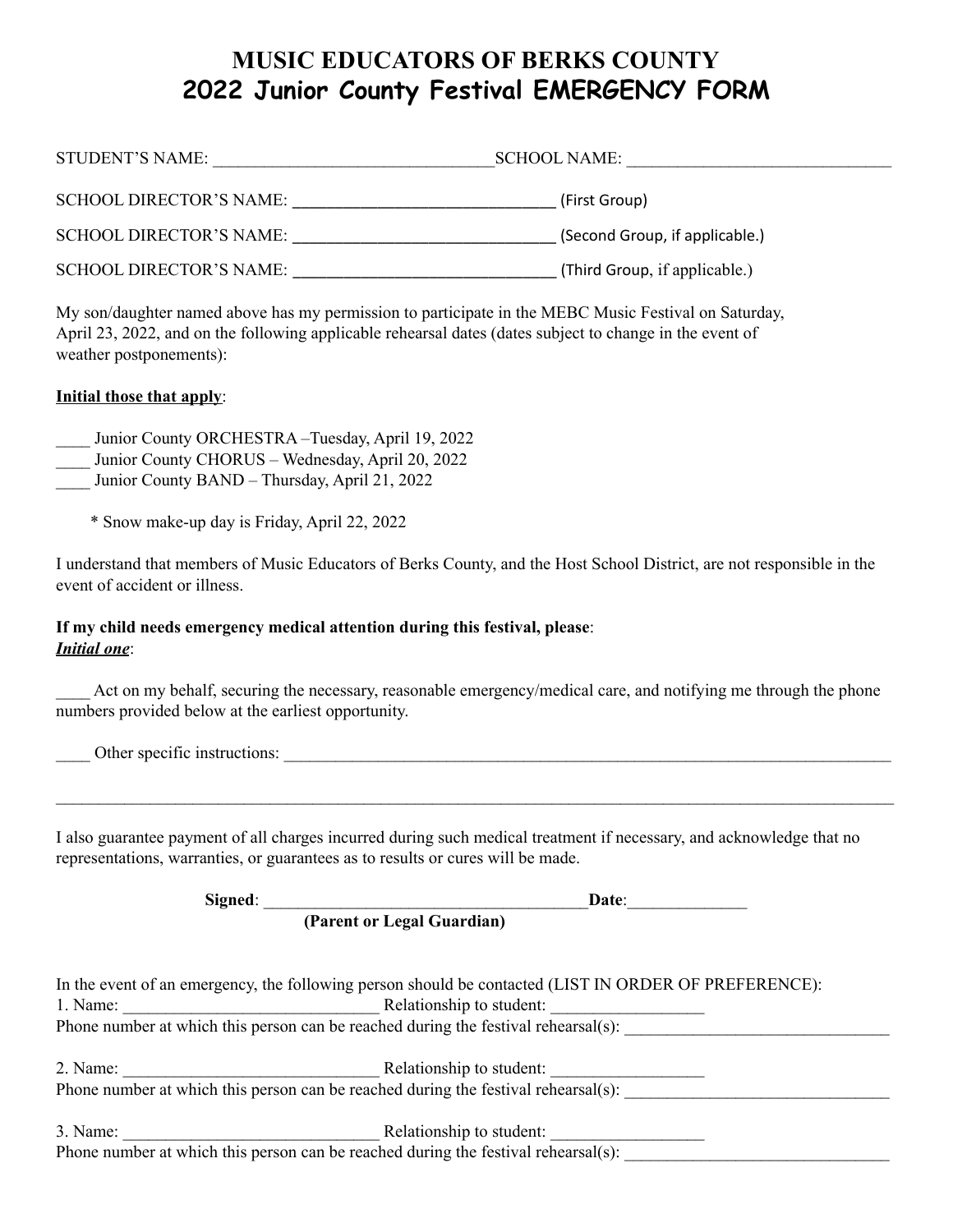# MUSIC EDUCATORS OF BERKS COUNTY
# 2022 Junior County Festival EMERGENCY FORM

STUDENT'S NAME: ________________________________SCHOOL NAME: ______________________________

SCHOOL DIRECTOR'S NAME: ______________________________ (First Group)

SCHOOL DIRECTOR'S NAME: ______________________________ (Second Group, if applicable.)

SCHOOL DIRECTOR'S NAME: ______________________________ (Third Group, if applicable.)

My son/daughter named above has my permission to participate in the MEBC Music Festival on Saturday, April 23, 2022, and on the following applicable rehearsal dates (dates subject to change in the event of weather postponements):

**Initial those that apply**:

____ Junior County ORCHESTRA –Tuesday, April 19, 2022
____ Junior County CHORUS – Wednesday, April 20, 2022
____ Junior County BAND – Thursday, April 21, 2022

\* Snow make-up day is Friday, April 22, 2022

I understand that members of Music Educators of Berks County, and the Host School District, are not responsible in the event of accident or illness.

**If my child needs emergency medical attention during this festival, please**:
***Initial one***:

____ Act on my behalf, securing the necessary, reasonable emergency/medical care, and notifying me through the phone numbers provided below at the earliest opportunity.

____ Other specific instructions: ________________________________________________________________________

______________________________________________________________________________________________

I also guarantee payment of all charges incurred during such medical treatment if necessary, and acknowledge that no representations, warranties, or guarantees as to results or cures will be made.

**Signed**: ____________________________________**Date**:______________
**(Parent or Legal Guardian)**

In the event of an emergency, the following person should be contacted (LIST IN ORDER OF PREFERENCE):

1. Name: ______________________________ Relationship to student: _________________
Phone number at which this person can be reached during the festival rehearsal(s): ______________________________

2. Name: ______________________________ Relationship to student: _________________
Phone number at which this person can be reached during the festival rehearsal(s): ______________________________

3. Name: ______________________________ Relationship to student: _________________
Phone number at which this person can be reached during the festival rehearsal(s): ______________________________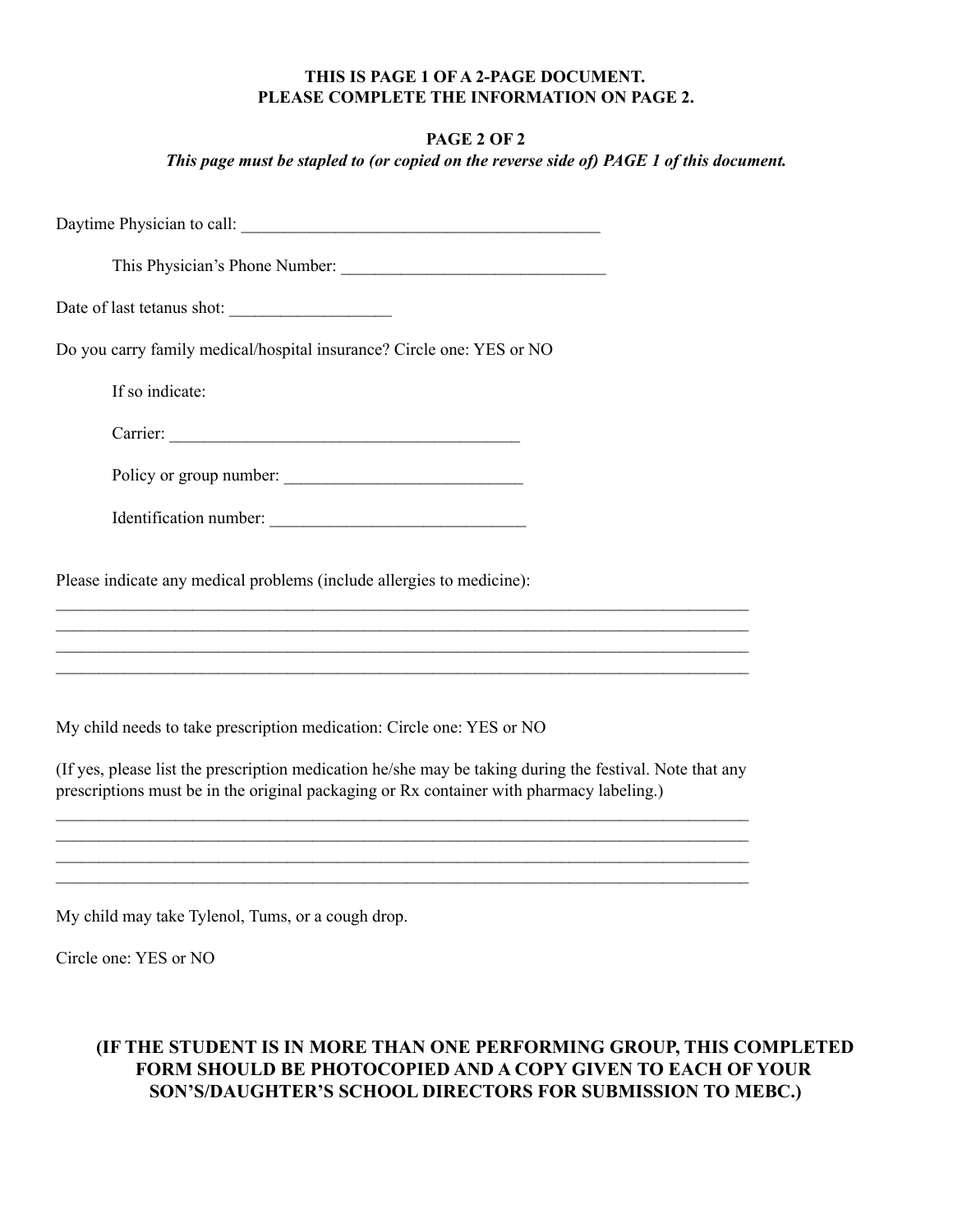**THIS IS PAGE 1 OF A 2-PAGE DOCUMENT.**
**PLEASE COMPLETE THE INFORMATION ON PAGE 2.**

**PAGE 2 OF 2**

***This page must be stapled to (or copied on the reverse side of) PAGE 1 of this document.***

Daytime Physician to call: ___________________________________________

This Physician's Phone Number: _______________________________

Date of last tetanus shot: ___________________

Do you carry family medical/hospital insurance? Circle one: YES or NO

If so indicate:

Carrier: __________________________________________

Policy or group number: ____________________________

Identification number: ______________________________

Please indicate any medical problems (include allergies to medicine):

_____________________________________________________________________________________
_____________________________________________________________________________________
_____________________________________________________________________________________
_____________________________________________________________________________________

My child needs to take prescription medication: Circle one: YES or NO

(If yes, please list the prescription medication he/she may be taking during the festival. Note that any prescriptions must be in the original packaging or Rx container with pharmacy labeling.)

_____________________________________________________________________________________
_____________________________________________________________________________________
_____________________________________________________________________________________
_____________________________________________________________________________________

My child may take Tylenol, Tums, or a cough drop.

Circle one: YES or NO

**(IF THE STUDENT IS IN MORE THAN ONE PERFORMING GROUP, THIS COMPLETED FORM SHOULD BE PHOTOCOPIED AND A COPY GIVEN TO EACH OF YOUR SON'S/DAUGHTER'S SCHOOL DIRECTORS FOR SUBMISSION TO MEBC.)**